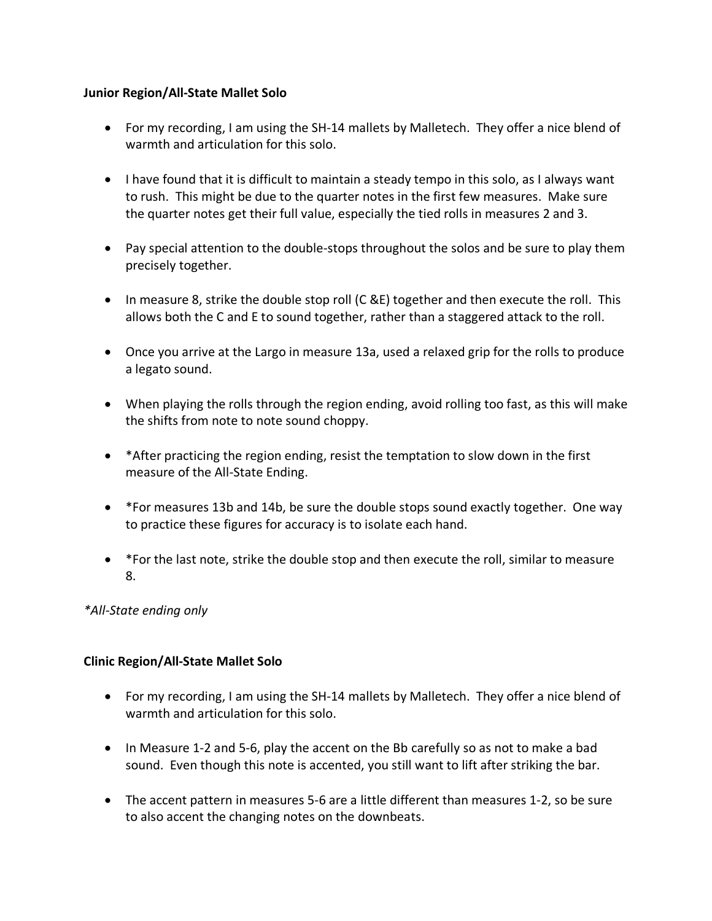**Junior Region/All-State Mallet Solo**

- For my recording, I am using the SH-14 mallets by Malletech. They offer a nice blend of warmth and articulation for this solo.
- I have found that it is difficult to maintain a steady tempo in this solo, as I always want to rush. This might be due to the quarter notes in the first few measures. Make sure the quarter notes get their full value, especially the tied rolls in measures 2 and 3.
- Pay special attention to the double-stops throughout the solos and be sure to play them precisely together.
- In measure 8, strike the double stop roll (C &E) together and then execute the roll. This allows both the C and E to sound together, rather than a staggered attack to the roll.
- Once you arrive at the Largo in measure 13a, used a relaxed grip for the rolls to produce a legato sound.
- When playing the rolls through the region ending, avoid rolling too fast, as this will make the shifts from note to note sound choppy.
- *After practicing the region ending, resist the temptation to slow down in the first measure of the All-State Ending.
- *For measures 13b and 14b, be sure the double stops sound exactly together. One way to practice these figures for accuracy is to isolate each hand.
- *For the last note, strike the double stop and then execute the roll, similar to measure 8.

*\*All-State ending only*

**Clinic Region/All-State Mallet Solo**

- For my recording, I am using the SH-14 mallets by Malletech. They offer a nice blend of warmth and articulation for this solo.
- In Measure 1-2 and 5-6, play the accent on the Bb carefully so as not to make a bad sound. Even though this note is accented, you still want to lift after striking the bar.
- The accent pattern in measures 5-6 are a little different than measures 1-2, so be sure to also accent the changing notes on the downbeats.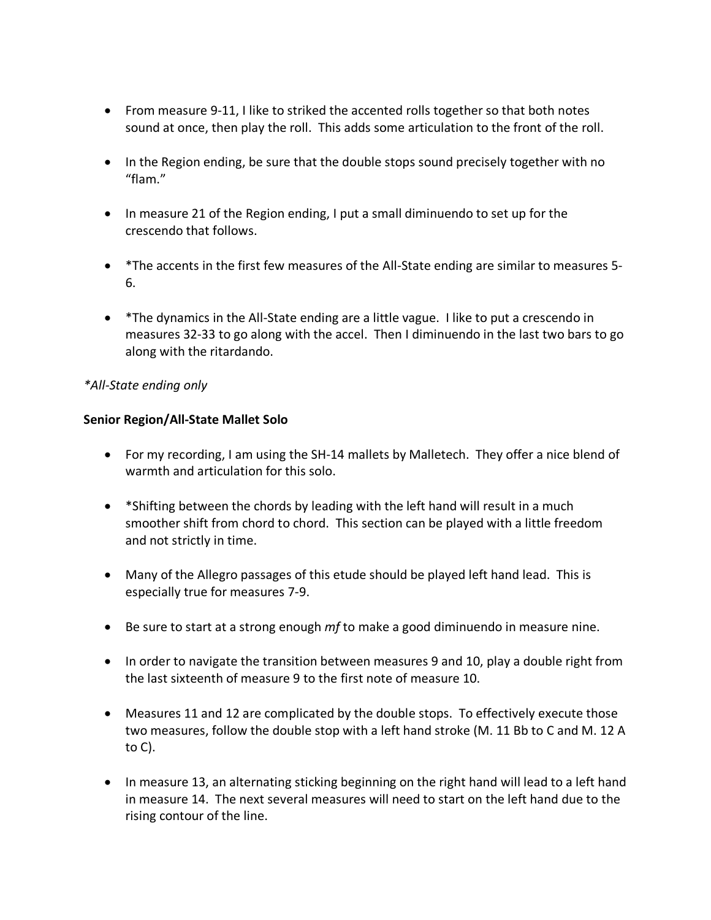- From measure 9-11, I like to striked the accented rolls together so that both notes sound at once, then play the roll. This adds some articulation to the front of the roll.

- In the Region ending, be sure that the double stops sound precisely together with no "flam."

- In measure 21 of the Region ending, I put a small diminuendo to set up for the crescendo that follows.

- *The accents in the first few measures of the All-State ending are similar to measures 5-6.

- *The dynamics in the All-State ending are a little vague. I like to put a crescendo in measures 32-33 to go along with the accel. Then I diminuendo in the last two bars to go along with the ritardando.

*\*All-State ending only*

**Senior Region/All-State Mallet Solo**

- For my recording, I am using the SH-14 mallets by Malletech. They offer a nice blend of warmth and articulation for this solo.

- *Shifting between the chords by leading with the left hand will result in a much smoother shift from chord to chord. This section can be played with a little freedom and not strictly in time.

- Many of the Allegro passages of this etude should be played left hand lead. This is especially true for measures 7-9.

- Be sure to start at a strong enough *mf* to make a good diminuendo in measure nine.

- In order to navigate the transition between measures 9 and 10, play a double right from the last sixteenth of measure 9 to the first note of measure 10.

- Measures 11 and 12 are complicated by the double stops. To effectively execute those two measures, follow the double stop with a left hand stroke (M. 11 Bb to C and M. 12 A to C).

- In measure 13, an alternating sticking beginning on the right hand will lead to a left hand in measure 14. The next several measures will need to start on the left hand due to the rising contour of the line.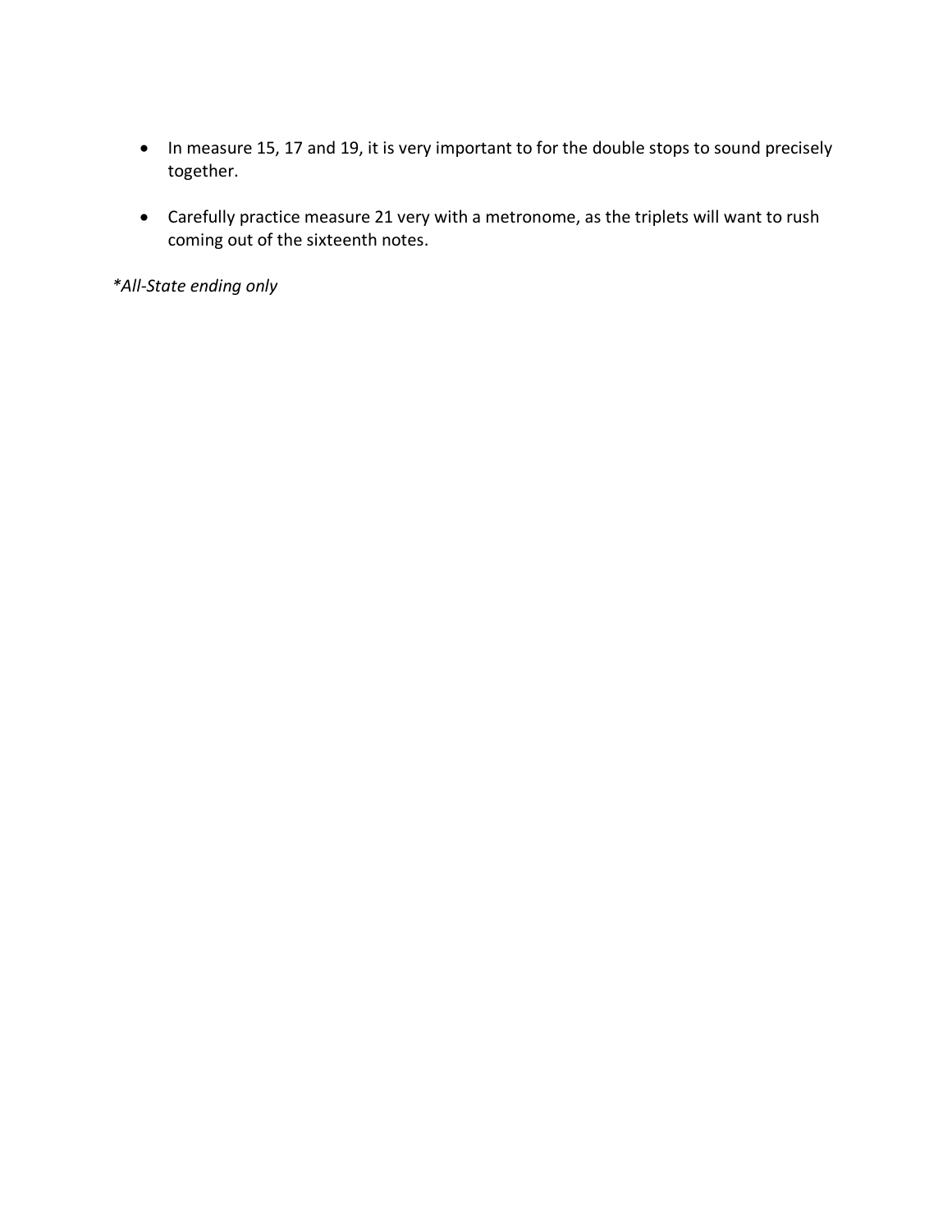- In measure 15, 17 and 19, it is very important to for the double stops to sound precisely together.

- Carefully practice measure 21 very with a metronome, as the triplets will want to rush coming out of the sixteenth notes.

*\*All-State ending only*